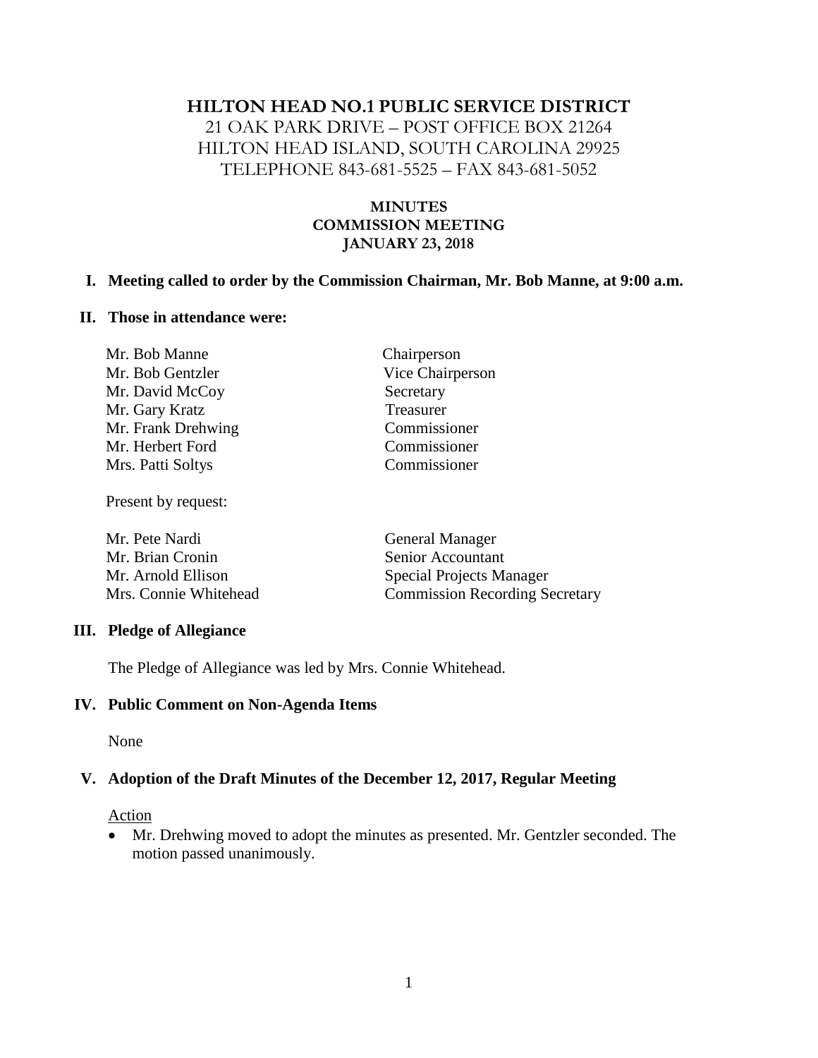# HILTON HEAD NO.1 PUBLIC SERVICE DISTRICT

21 OAK PARK DRIVE – POST OFFICE BOX 21264
HILTON HEAD ISLAND, SOUTH CAROLINA 29925
TELEPHONE 843-681-5525 – FAX 843-681-5052

**MINUTES**
**COMMISSION MEETING**
**JANUARY 23, 2018**

## I. Meeting called to order by the Commission Chairman, Mr. Bob Manne, at 9:00 a.m.

## II. Those in attendance were:

| | |
|---|---|
| Mr. Bob Manne | Chairperson |
| Mr. Bob Gentzler | Vice Chairperson |
| Mr. David McCoy | Secretary |
| Mr. Gary Kratz | Treasurer |
| Mr. Frank Drehwing | Commissioner |
| Mr. Herbert Ford | Commissioner |
| Mrs. Patti Soltys | Commissioner |

Present by request:

| | |
|---|---|
| Mr. Pete Nardi | General Manager |
| Mr. Brian Cronin | Senior Accountant |
| Mr. Arnold Ellison | Special Projects Manager |
| Mrs. Connie Whitehead | Commission Recording Secretary |

## III. Pledge of Allegiance

The Pledge of Allegiance was led by Mrs. Connie Whitehead.

## IV. Public Comment on Non-Agenda Items

None

## V. Adoption of the Draft Minutes of the December 12, 2017, Regular Meeting

Action

- Mr. Drehwing moved to adopt the minutes as presented. Mr. Gentzler seconded. The motion passed unanimously.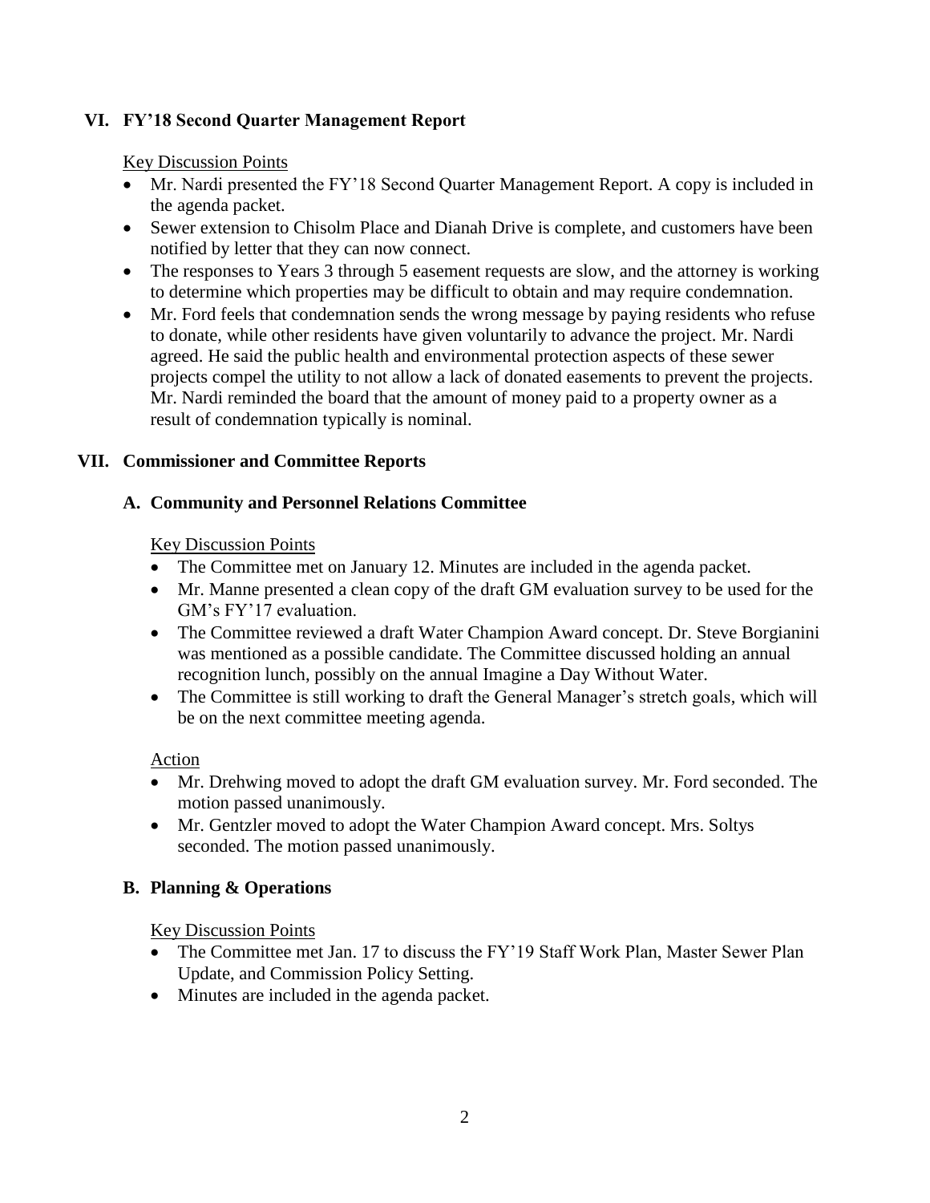## VI. FY'18 Second Quarter Management Report

Key Discussion Points

- Mr. Nardi presented the FY'18 Second Quarter Management Report. A copy is included in the agenda packet.
- Sewer extension to Chisolm Place and Dianah Drive is complete, and customers have been notified by letter that they can now connect.
- The responses to Years 3 through 5 easement requests are slow, and the attorney is working to determine which properties may be difficult to obtain and may require condemnation.
- Mr. Ford feels that condemnation sends the wrong message by paying residents who refuse to donate, while other residents have given voluntarily to advance the project. Mr. Nardi agreed. He said the public health and environmental protection aspects of these sewer projects compel the utility to not allow a lack of donated easements to prevent the projects. Mr. Nardi reminded the board that the amount of money paid to a property owner as a result of condemnation typically is nominal.

## VII. Commissioner and Committee Reports

### A. Community and Personnel Relations Committee

Key Discussion Points

- The Committee met on January 12. Minutes are included in the agenda packet.
- Mr. Manne presented a clean copy of the draft GM evaluation survey to be used for the GM's FY'17 evaluation.
- The Committee reviewed a draft Water Champion Award concept. Dr. Steve Borgianini was mentioned as a possible candidate. The Committee discussed holding an annual recognition lunch, possibly on the annual Imagine a Day Without Water.
- The Committee is still working to draft the General Manager's stretch goals, which will be on the next committee meeting agenda.

Action

- Mr. Drehwing moved to adopt the draft GM evaluation survey. Mr. Ford seconded. The motion passed unanimously.
- Mr. Gentzler moved to adopt the Water Champion Award concept. Mrs. Soltys seconded. The motion passed unanimously.

### B. Planning & Operations

Key Discussion Points

- The Committee met Jan. 17 to discuss the FY'19 Staff Work Plan, Master Sewer Plan Update, and Commission Policy Setting.
- Minutes are included in the agenda packet.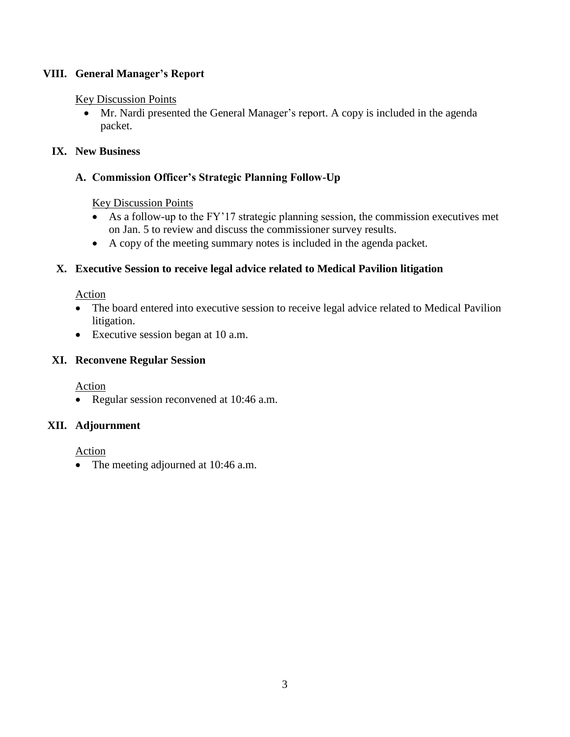## VIII. General Manager's Report

Key Discussion Points

- Mr. Nardi presented the General Manager's report. A copy is included in the agenda packet.

## IX. New Business

### A. Commission Officer's Strategic Planning Follow-Up

Key Discussion Points

- As a follow-up to the FY'17 strategic planning session, the commission executives met on Jan. 5 to review and discuss the commissioner survey results.
- A copy of the meeting summary notes is included in the agenda packet.

## X. Executive Session to receive legal advice related to Medical Pavilion litigation

Action

- The board entered into executive session to receive legal advice related to Medical Pavilion litigation.
- Executive session began at 10 a.m.

## XI. Reconvene Regular Session

Action

- Regular session reconvened at 10:46 a.m.

## XII. Adjournment

Action

- The meeting adjourned at 10:46 a.m.